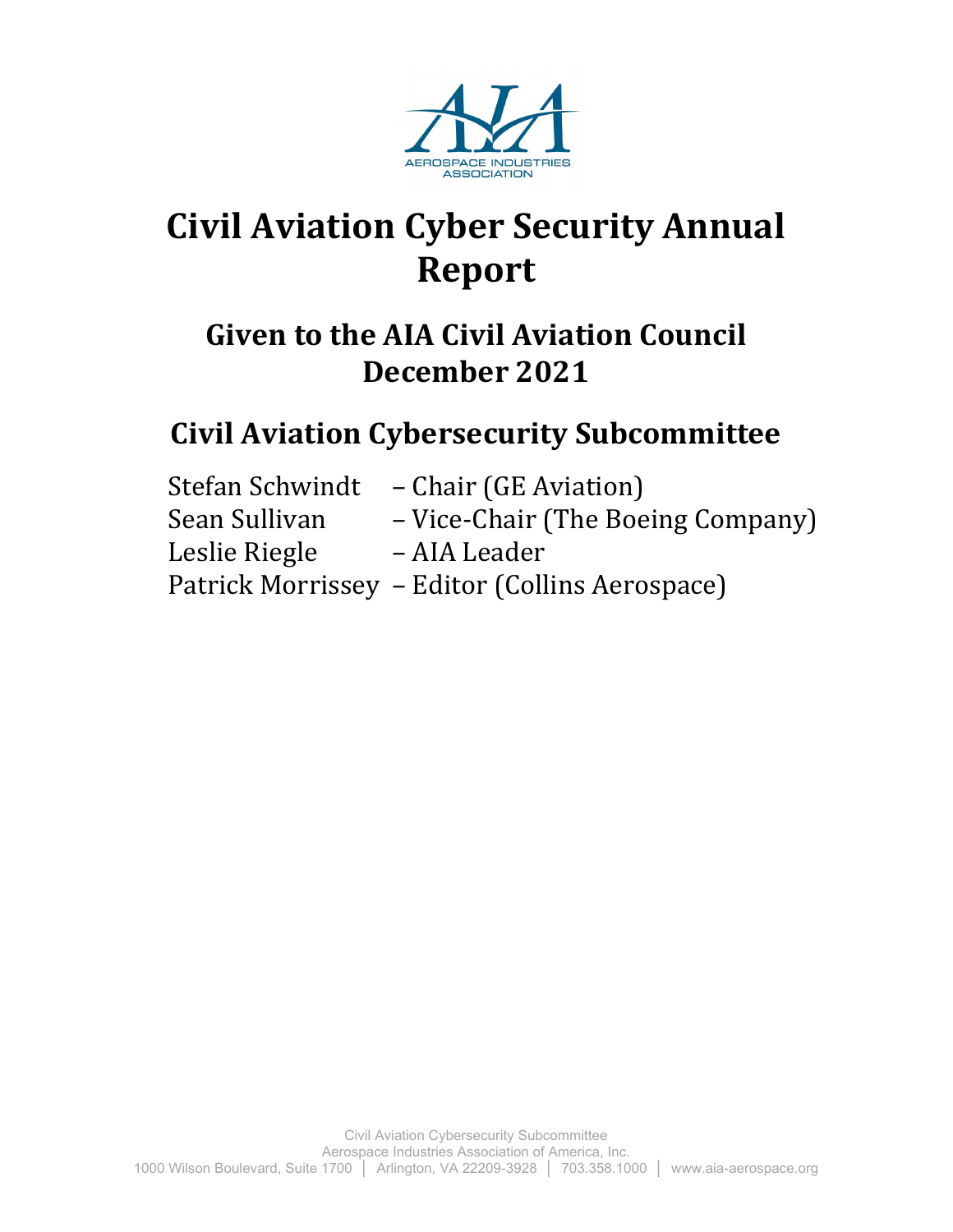# Civil Aviation Cyber Security Annual Report

## Given to the AIA Civil Aviation Council
## December 2021

## Civil Aviation Cybersecurity Subcommittee

Stefan Schwindt – Chair (GE Aviation)
Sean Sullivan – Vice-Chair (The Boeing Company)
Leslie Riegle – AIA Leader
Patrick Morrissey – Editor (Collins Aerospace)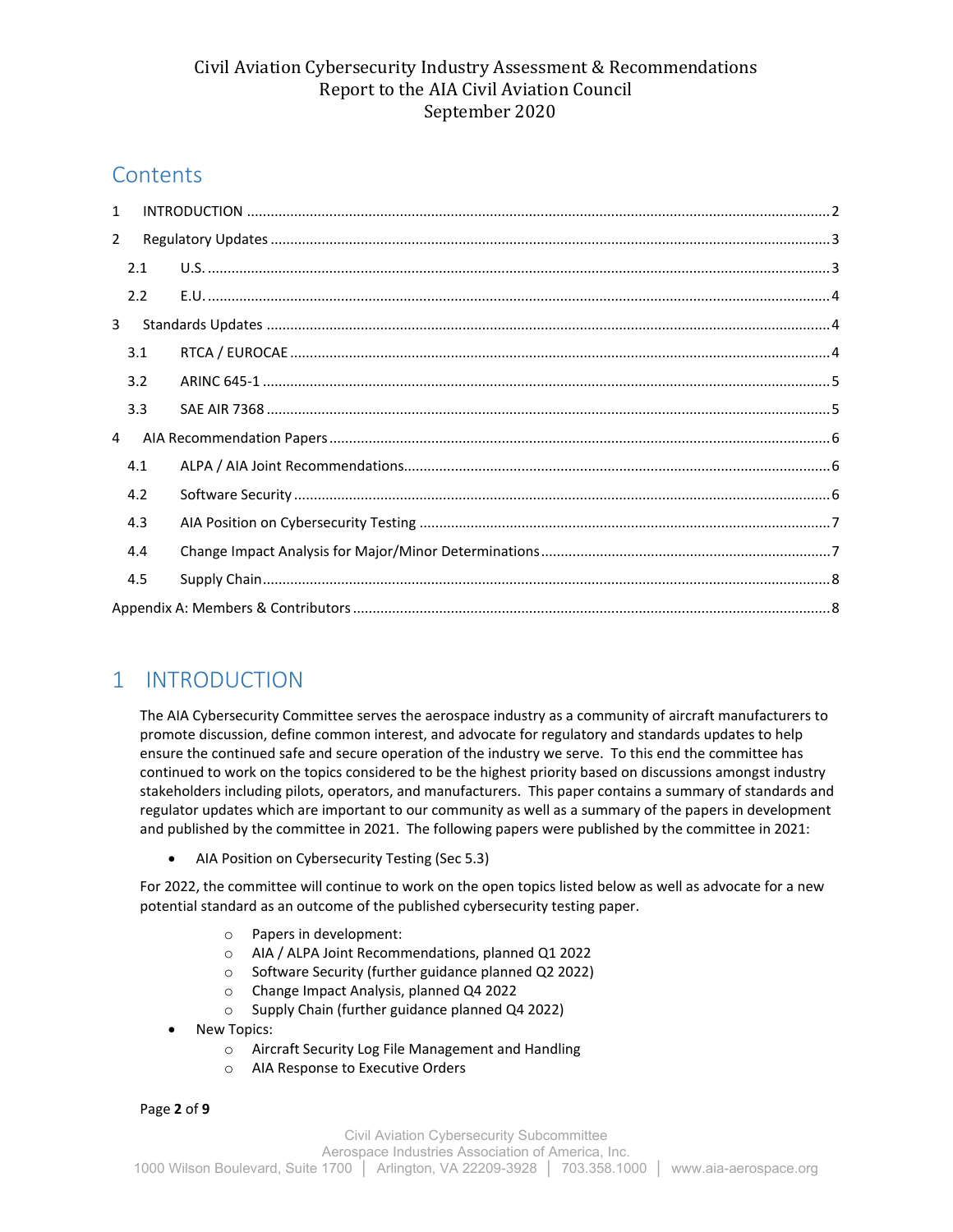Civil Aviation Cybersecurity Industry Assessment & Recommendations
Report to the AIA Civil Aviation Council
September 2020

# Contents

1 INTRODUCTION ........ 2
2 Regulatory Updates ........ 3
  2.1 U.S. ........ 3
  2.2 E.U. ........ 4
3 Standards Updates ........ 4
  3.1 RTCA / EUROCAE ........ 4
  3.2 ARINC 645-1 ........ 5
  3.3 SAE AIR 7368 ........ 5
4 AIA Recommendation Papers ........ 6
  4.1 ALPA / AIA Joint Recommendations ........ 6
  4.2 Software Security ........ 6
  4.3 AIA Position on Cybersecurity Testing ........ 7
  4.4 Change Impact Analysis for Major/Minor Determinations ........ 7
  4.5 Supply Chain ........ 8
Appendix A: Members & Contributors ........ 8

# 1 INTRODUCTION

The AIA Cybersecurity Committee serves the aerospace industry as a community of aircraft manufacturers to promote discussion, define common interest, and advocate for regulatory and standards updates to help ensure the continued safe and secure operation of the industry we serve. To this end the committee has continued to work on the topics considered to be the highest priority based on discussions amongst industry stakeholders including pilots, operators, and manufacturers. This paper contains a summary of standards and regulator updates which are important to our community as well as a summary of the papers in development and published by the committee in 2021. The following papers were published by the committee in 2021:

- AIA Position on Cybersecurity Testing (Sec 5.3)

For 2022, the committee will continue to work on the open topics listed below as well as advocate for a new potential standard as an outcome of the published cybersecurity testing paper.

  - Papers in development:
  - AIA / ALPA Joint Recommendations, planned Q1 2022
  - Software Security (further guidance planned Q2 2022)
  - Change Impact Analysis, planned Q4 2022
  - Supply Chain (further guidance planned Q4 2022)
- New Topics:
  - Aircraft Security Log File Management and Handling
  - AIA Response to Executive Orders

Civil Aviation Cybersecurity Subcommittee
Aerospace Industries Association of America, Inc.
1000 Wilson Boulevard, Suite 1700 | Arlington, VA 22209-3928 | 703.358.1000 | www.aia-aerospace.org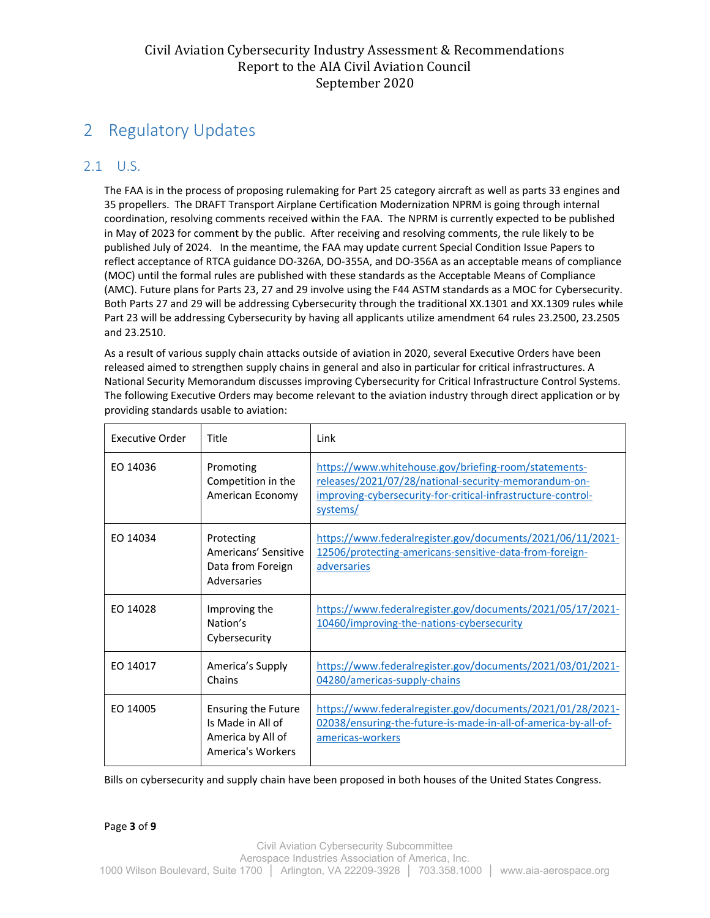## 2 Regulatory Updates

### 2.1 U.S.

The FAA is in the process of proposing rulemaking for Part 25 category aircraft as well as parts 33 engines and 35 propellers. The DRAFT Transport Airplane Certification Modernization NPRM is going through internal coordination, resolving comments received within the FAA. The NPRM is currently expected to be published in May of 2023 for comment by the public. After receiving and resolving comments, the rule likely to be published July of 2024. In the meantime, the FAA may update current Special Condition Issue Papers to reflect acceptance of RTCA guidance DO-326A, DO-355A, and DO-356A as an acceptable means of compliance (MOC) until the formal rules are published with these standards as the Acceptable Means of Compliance (AMC). Future plans for Parts 23, 27 and 29 involve using the F44 ASTM standards as a MOC for Cybersecurity. Both Parts 27 and 29 will be addressing Cybersecurity through the traditional XX.1301 and XX.1309 rules while Part 23 will be addressing Cybersecurity by having all applicants utilize amendment 64 rules 23.2500, 23.2505 and 23.2510.

As a result of various supply chain attacks outside of aviation in 2020, several Executive Orders have been released aimed to strengthen supply chains in general and also in particular for critical infrastructures. A National Security Memorandum discusses improving Cybersecurity for Critical Infrastructure Control Systems. The following Executive Orders may become relevant to the aviation industry through direct application or by providing standards usable to aviation:

| Executive Order | Title | Link |
|---|---|---|
| EO 14036 | Promoting Competition in the American Economy | https://www.whitehouse.gov/briefing-room/statements-releases/2021/07/28/national-security-memorandum-on-improving-cybersecurity-for-critical-infrastructure-control-systems/ |
| EO 14034 | Protecting Americans' Sensitive Data from Foreign Adversaries | https://www.federalregister.gov/documents/2021/06/11/2021-12506/protecting-americans-sensitive-data-from-foreign-adversaries |
| EO 14028 | Improving the Nation's Cybersecurity | https://www.federalregister.gov/documents/2021/05/17/2021-10460/improving-the-nations-cybersecurity |
| EO 14017 | America's Supply Chains | https://www.federalregister.gov/documents/2021/03/01/2021-04280/americas-supply-chains |
| EO 14005 | Ensuring the Future Is Made in All of America by All of America's Workers | https://www.federalregister.gov/documents/2021/01/28/2021-02038/ensuring-the-future-is-made-in-all-of-america-by-all-of-americas-workers |

Bills on cybersecurity and supply chain have been proposed in both houses of the United States Congress.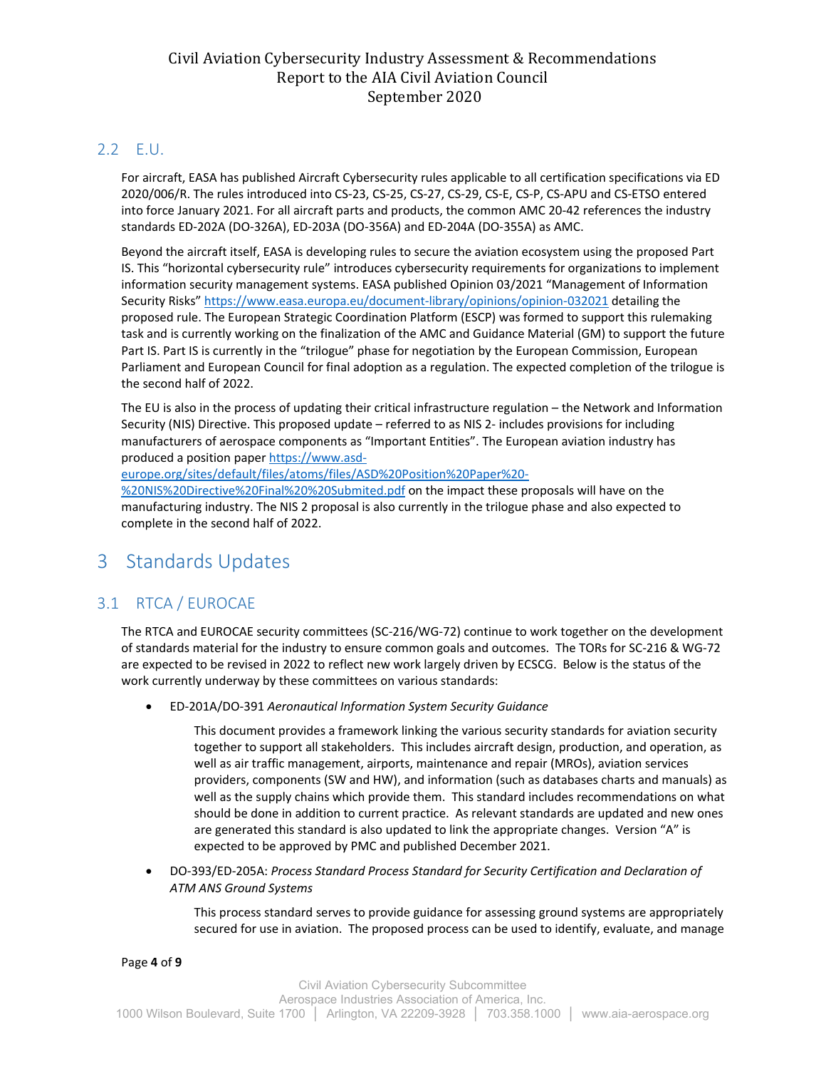## 2.2 E.U.

For aircraft, EASA has published Aircraft Cybersecurity rules applicable to all certification specifications via ED 2020/006/R. The rules introduced into CS-23, CS-25, CS-27, CS-29, CS-E, CS-P, CS-APU and CS-ETSO entered into force January 2021. For all aircraft parts and products, the common AMC 20-42 references the industry standards ED-202A (DO-326A), ED-203A (DO-356A) and ED-204A (DO-355A) as AMC.

Beyond the aircraft itself, EASA is developing rules to secure the aviation ecosystem using the proposed Part IS. This "horizontal cybersecurity rule" introduces cybersecurity requirements for organizations to implement information security management systems. EASA published Opinion 03/2021 "Management of Information Security Risks" https://www.easa.europa.eu/document-library/opinions/opinion-032021 detailing the proposed rule. The European Strategic Coordination Platform (ESCP) was formed to support this rulemaking task and is currently working on the finalization of the AMC and Guidance Material (GM) to support the future Part IS. Part IS is currently in the "trilogue" phase for negotiation by the European Commission, European Parliament and European Council for final adoption as a regulation. The expected completion of the trilogue is the second half of 2022.

The EU is also in the process of updating their critical infrastructure regulation – the Network and Information Security (NIS) Directive. This proposed update – referred to as NIS 2- includes provisions for including manufacturers of aerospace components as "Important Entities". The European aviation industry has produced a position paper https://www.asd-europe.org/sites/default/files/atoms/files/ASD%20Position%20Paper%20-%20NIS%20Directive%20Final%20%20Submited.pdf on the impact these proposals will have on the manufacturing industry. The NIS 2 proposal is also currently in the trilogue phase and also expected to complete in the second half of 2022.

# 3 Standards Updates

## 3.1 RTCA / EUROCAE

The RTCA and EUROCAE security committees (SC-216/WG-72) continue to work together on the development of standards material for the industry to ensure common goals and outcomes. The TORs for SC-216 & WG-72 are expected to be revised in 2022 to reflect new work largely driven by ECSCG. Below is the status of the work currently underway by these committees on various standards:

- ED-201A/DO-391 *Aeronautical Information System Security Guidance*

  This document provides a framework linking the various security standards for aviation security together to support all stakeholders. This includes aircraft design, production, and operation, as well as air traffic management, airports, maintenance and repair (MROs), aviation services providers, components (SW and HW), and information (such as databases charts and manuals) as well as the supply chains which provide them. This standard includes recommendations on what should be done in addition to current practice. As relevant standards are updated and new ones are generated this standard is also updated to link the appropriate changes. Version "A" is expected to be approved by PMC and published December 2021.

- DO-393/ED-205A: *Process Standard Process Standard for Security Certification and Declaration of ATM ANS Ground Systems*

  This process standard serves to provide guidance for assessing ground systems are appropriately secured for use in aviation. The proposed process can be used to identify, evaluate, and manage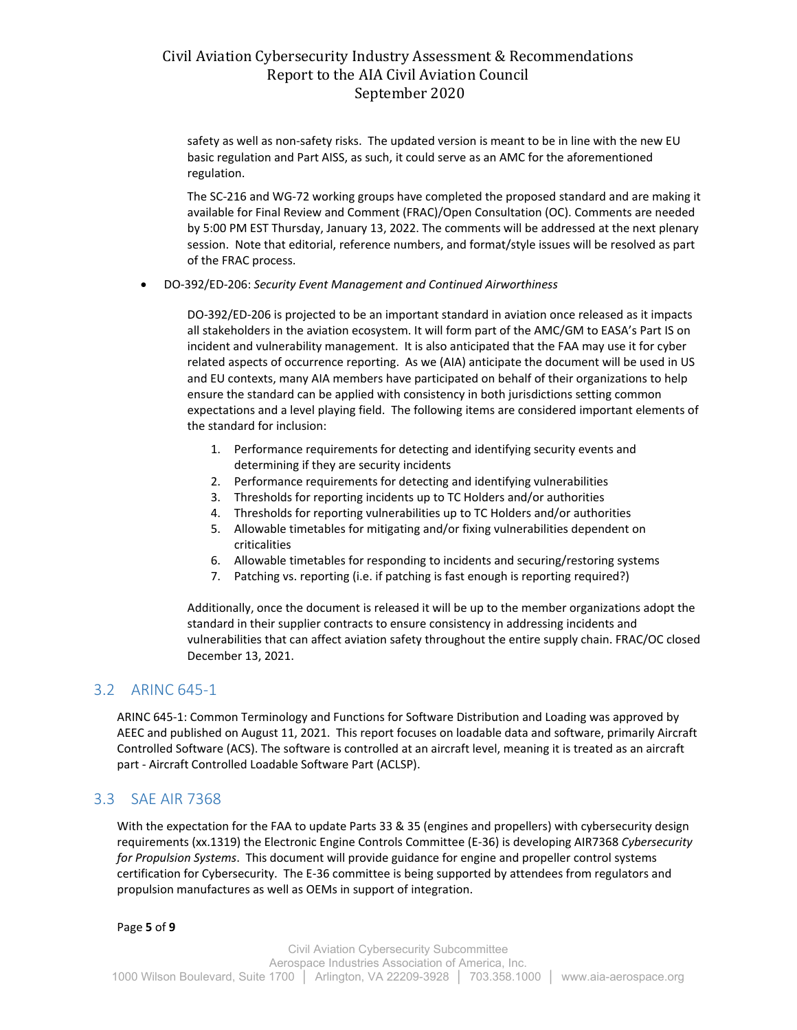safety as well as non-safety risks. The updated version is meant to be in line with the new EU basic regulation and Part AISS, as such, it could serve as an AMC for the aforementioned regulation.

The SC-216 and WG-72 working groups have completed the proposed standard and are making it available for Final Review and Comment (FRAC)/Open Consultation (OC). Comments are needed by 5:00 PM EST Thursday, January 13, 2022. The comments will be addressed at the next plenary session. Note that editorial, reference numbers, and format/style issues will be resolved as part of the FRAC process.

- DO-392/ED-206: *Security Event Management and Continued Airworthiness*

  DO-392/ED-206 is projected to be an important standard in aviation once released as it impacts all stakeholders in the aviation ecosystem. It will form part of the AMC/GM to EASA's Part IS on incident and vulnerability management. It is also anticipated that the FAA may use it for cyber related aspects of occurrence reporting. As we (AIA) anticipate the document will be used in US and EU contexts, many AIA members have participated on behalf of their organizations to help ensure the standard can be applied with consistency in both jurisdictions setting common expectations and a level playing field. The following items are considered important elements of the standard for inclusion:

  1. Performance requirements for detecting and identifying security events and determining if they are security incidents
  2. Performance requirements for detecting and identifying vulnerabilities
  3. Thresholds for reporting incidents up to TC Holders and/or authorities
  4. Thresholds for reporting vulnerabilities up to TC Holders and/or authorities
  5. Allowable timetables for mitigating and/or fixing vulnerabilities dependent on criticalities
  6. Allowable timetables for responding to incidents and securing/restoring systems
  7. Patching vs. reporting (i.e. if patching is fast enough is reporting required?)

  Additionally, once the document is released it will be up to the member organizations adopt the standard in their supplier contracts to ensure consistency in addressing incidents and vulnerabilities that can affect aviation safety throughout the entire supply chain. FRAC/OC closed December 13, 2021.

## 3.2 ARINC 645-1

ARINC 645-1: Common Terminology and Functions for Software Distribution and Loading was approved by AEEC and published on August 11, 2021. This report focuses on loadable data and software, primarily Aircraft Controlled Software (ACS). The software is controlled at an aircraft level, meaning it is treated as an aircraft part - Aircraft Controlled Loadable Software Part (ACLSP).

## 3.3 SAE AIR 7368

With the expectation for the FAA to update Parts 33 & 35 (engines and propellers) with cybersecurity design requirements (xx.1319) the Electronic Engine Controls Committee (E-36) is developing AIR7368 *Cybersecurity for Propulsion Systems*. This document will provide guidance for engine and propeller control systems certification for Cybersecurity. The E-36 committee is being supported by attendees from regulators and propulsion manufactures as well as OEMs in support of integration.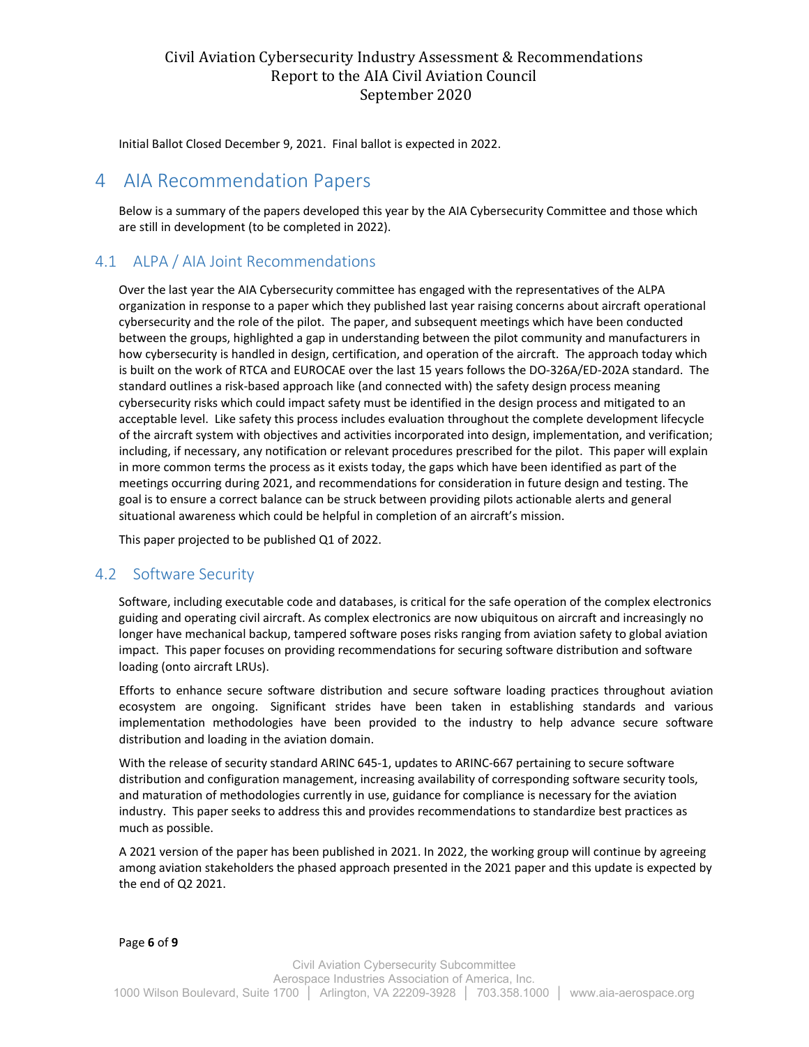Initial Ballot Closed December 9, 2021. Final ballot is expected in 2022.

# 4 AIA Recommendation Papers

Below is a summary of the papers developed this year by the AIA Cybersecurity Committee and those which are still in development (to be completed in 2022).

## 4.1 ALPA / AIA Joint Recommendations

Over the last year the AIA Cybersecurity committee has engaged with the representatives of the ALPA organization in response to a paper which they published last year raising concerns about aircraft operational cybersecurity and the role of the pilot. The paper, and subsequent meetings which have been conducted between the groups, highlighted a gap in understanding between the pilot community and manufacturers in how cybersecurity is handled in design, certification, and operation of the aircraft. The approach today which is built on the work of RTCA and EUROCAE over the last 15 years follows the DO-326A/ED-202A standard. The standard outlines a risk-based approach like (and connected with) the safety design process meaning cybersecurity risks which could impact safety must be identified in the design process and mitigated to an acceptable level. Like safety this process includes evaluation throughout the complete development lifecycle of the aircraft system with objectives and activities incorporated into design, implementation, and verification; including, if necessary, any notification or relevant procedures prescribed for the pilot. This paper will explain in more common terms the process as it exists today, the gaps which have been identified as part of the meetings occurring during 2021, and recommendations for consideration in future design and testing. The goal is to ensure a correct balance can be struck between providing pilots actionable alerts and general situational awareness which could be helpful in completion of an aircraft's mission.

This paper projected to be published Q1 of 2022.

## 4.2 Software Security

Software, including executable code and databases, is critical for the safe operation of the complex electronics guiding and operating civil aircraft. As complex electronics are now ubiquitous on aircraft and increasingly no longer have mechanical backup, tampered software poses risks ranging from aviation safety to global aviation impact. This paper focuses on providing recommendations for securing software distribution and software loading (onto aircraft LRUs).

Efforts to enhance secure software distribution and secure software loading practices throughout aviation ecosystem are ongoing. Significant strides have been taken in establishing standards and various implementation methodologies have been provided to the industry to help advance secure software distribution and loading in the aviation domain.

With the release of security standard ARINC 645-1, updates to ARINC-667 pertaining to secure software distribution and configuration management, increasing availability of corresponding software security tools, and maturation of methodologies currently in use, guidance for compliance is necessary for the aviation industry. This paper seeks to address this and provides recommendations to standardize best practices as much as possible.

A 2021 version of the paper has been published in 2021. In 2022, the working group will continue by agreeing among aviation stakeholders the phased approach presented in the 2021 paper and this update is expected by the end of Q2 2021.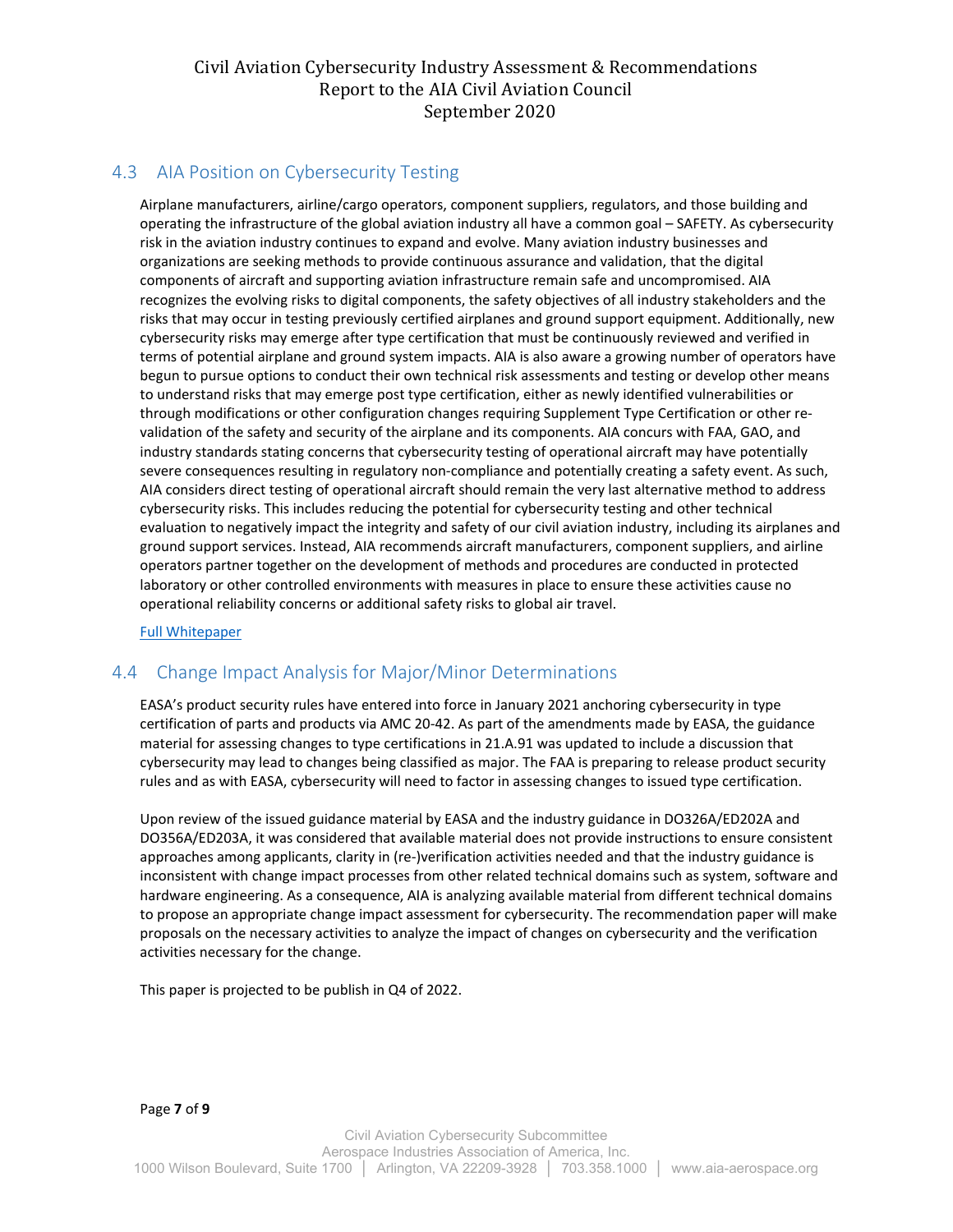## 4.3 AIA Position on Cybersecurity Testing

Airplane manufacturers, airline/cargo operators, component suppliers, regulators, and those building and operating the infrastructure of the global aviation industry all have a common goal – SAFETY. As cybersecurity risk in the aviation industry continues to expand and evolve. Many aviation industry businesses and organizations are seeking methods to provide continuous assurance and validation, that the digital components of aircraft and supporting aviation infrastructure remain safe and uncompromised. AIA recognizes the evolving risks to digital components, the safety objectives of all industry stakeholders and the risks that may occur in testing previously certified airplanes and ground support equipment. Additionally, new cybersecurity risks may emerge after type certification that must be continuously reviewed and verified in terms of potential airplane and ground system impacts. AIA is also aware a growing number of operators have begun to pursue options to conduct their own technical risk assessments and testing or develop other means to understand risks that may emerge post type certification, either as newly identified vulnerabilities or through modifications or other configuration changes requiring Supplement Type Certification or other re-validation of the safety and security of the airplane and its components. AIA concurs with FAA, GAO, and industry standards stating concerns that cybersecurity testing of operational aircraft may have potentially severe consequences resulting in regulatory non-compliance and potentially creating a safety event. As such, AIA considers direct testing of operational aircraft should remain the very last alternative method to address cybersecurity risks. This includes reducing the potential for cybersecurity testing and other technical evaluation to negatively impact the integrity and safety of our civil aviation industry, including its airplanes and ground support services. Instead, AIA recommends aircraft manufacturers, component suppliers, and airline operators partner together on the development of methods and procedures are conducted in protected laboratory or other controlled environments with measures in place to ensure these activities cause no operational reliability concerns or additional safety risks to global air travel.

[Full Whitepaper]

## 4.4 Change Impact Analysis for Major/Minor Determinations

EASA's product security rules have entered into force in January 2021 anchoring cybersecurity in type certification of parts and products via AMC 20-42. As part of the amendments made by EASA, the guidance material for assessing changes to type certifications in 21.A.91 was updated to include a discussion that cybersecurity may lead to changes being classified as major. The FAA is preparing to release product security rules and as with EASA, cybersecurity will need to factor in assessing changes to issued type certification.

Upon review of the issued guidance material by EASA and the industry guidance in DO326A/ED202A and DO356A/ED203A, it was considered that available material does not provide instructions to ensure consistent approaches among applicants, clarity in (re-)verification activities needed and that the industry guidance is inconsistent with change impact processes from other related technical domains such as system, software and hardware engineering. As a consequence, AIA is analyzing available material from different technical domains to propose an appropriate change impact assessment for cybersecurity. The recommendation paper will make proposals on the necessary activities to analyze the impact of changes on cybersecurity and the verification activities necessary for the change.

This paper is projected to be publish in Q4 of 2022.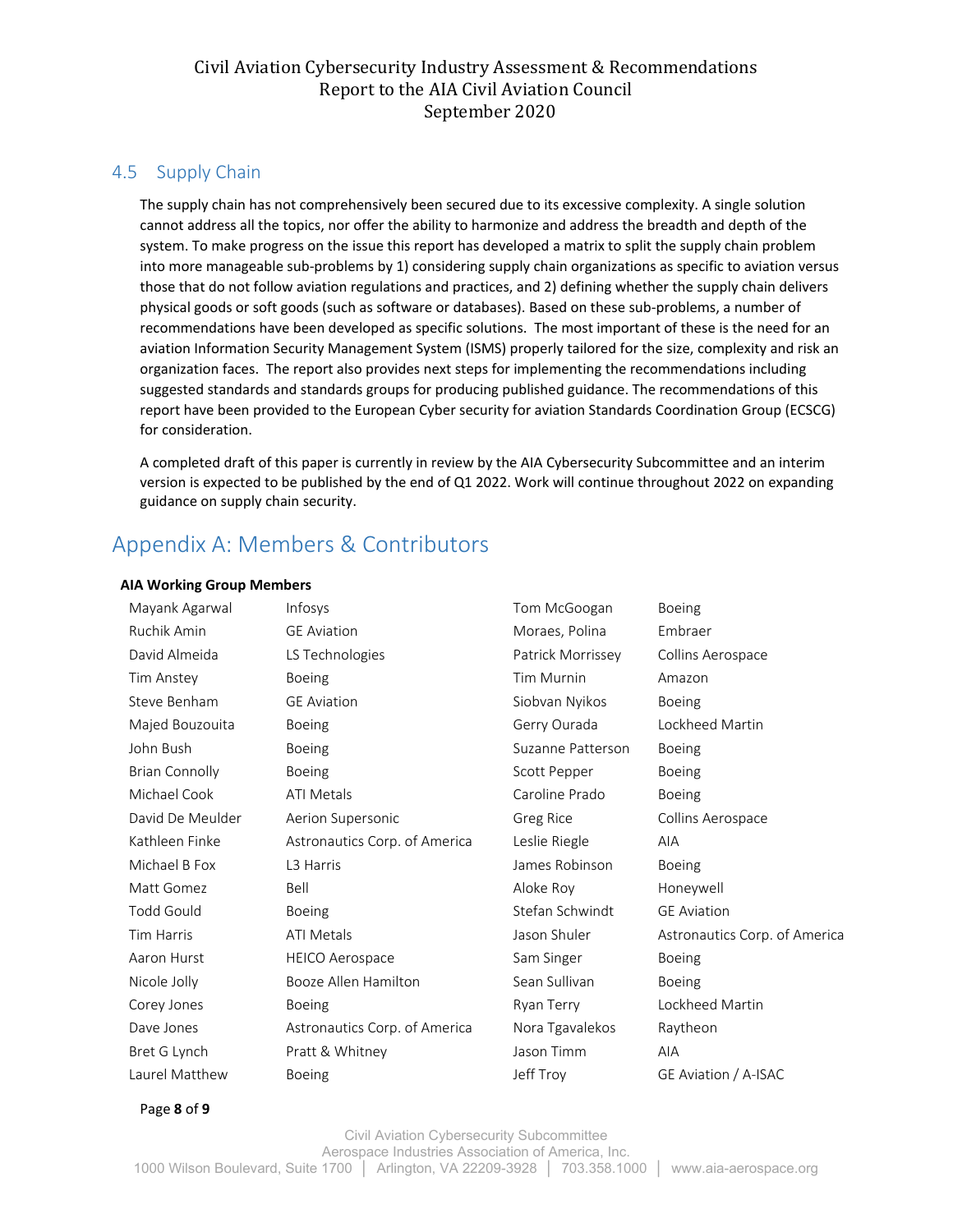## 4.5 Supply Chain

The supply chain has not comprehensively been secured due to its excessive complexity. A single solution cannot address all the topics, nor offer the ability to harmonize and address the breadth and depth of the system. To make progress on the issue this report has developed a matrix to split the supply chain problem into more manageable sub-problems by 1) considering supply chain organizations as specific to aviation versus those that do not follow aviation regulations and practices, and 2) defining whether the supply chain delivers physical goods or soft goods (such as software or databases). Based on these sub-problems, a number of recommendations have been developed as specific solutions. The most important of these is the need for an aviation Information Security Management System (ISMS) properly tailored for the size, complexity and risk an organization faces. The report also provides next steps for implementing the recommendations including suggested standards and standards groups for producing published guidance. The recommendations of this report have been provided to the European Cyber security for aviation Standards Coordination Group (ECSCG) for consideration.

A completed draft of this paper is currently in review by the AIA Cybersecurity Subcommittee and an interim version is expected to be published by the end of Q1 2022. Work will continue throughout 2022 on expanding guidance on supply chain security.

# Appendix A: Members & Contributors

**AIA Working Group Members**

| Name | Organization |
|---|---|
| Mayank Agarwal | Infosys |
| Ruchik Amin | GE Aviation |
| David Almeida | LS Technologies |
| Tim Anstey | Boeing |
| Steve Benham | GE Aviation |
| Majed Bouzouita | Boeing |
| John Bush | Boeing |
| Brian Connolly | Boeing |
| Michael Cook | ATI Metals |
| David De Meulder | Aerion Supersonic |
| Kathleen Finke | Astronautics Corp. of America |
| Michael B Fox | L3 Harris |
| Matt Gomez | Bell |
| Todd Gould | Boeing |
| Tim Harris | ATI Metals |
| Aaron Hurst | HEICO Aerospace |
| Nicole Jolly | Booze Allen Hamilton |
| Corey Jones | Boeing |
| Dave Jones | Astronautics Corp. of America |
| Bret G Lynch | Pratt & Whitney |
| Laurel Matthew | Boeing |
| Tom McGoogan | Boeing |
| Moraes, Polina | Embraer |
| Patrick Morrissey | Collins Aerospace |
| Tim Murnin | Amazon |
| Siobvan Nyikos | Boeing |
| Gerry Ourada | Lockheed Martin |
| Suzanne Patterson | Boeing |
| Scott Pepper | Boeing |
| Caroline Prado | Boeing |
| Greg Rice | Collins Aerospace |
| Leslie Riegle | AIA |
| James Robinson | Boeing |
| Aloke Roy | Honeywell |
| Stefan Schwindt | GE Aviation |
| Jason Shuler | Astronautics Corp. of America |
| Sam Singer | Boeing |
| Sean Sullivan | Boeing |
| Ryan Terry | Lockheed Martin |
| Nora Tgavalekos | Raytheon |
| Jason Timm | AIA |
| Jeff Troy | GE Aviation / A-ISAC |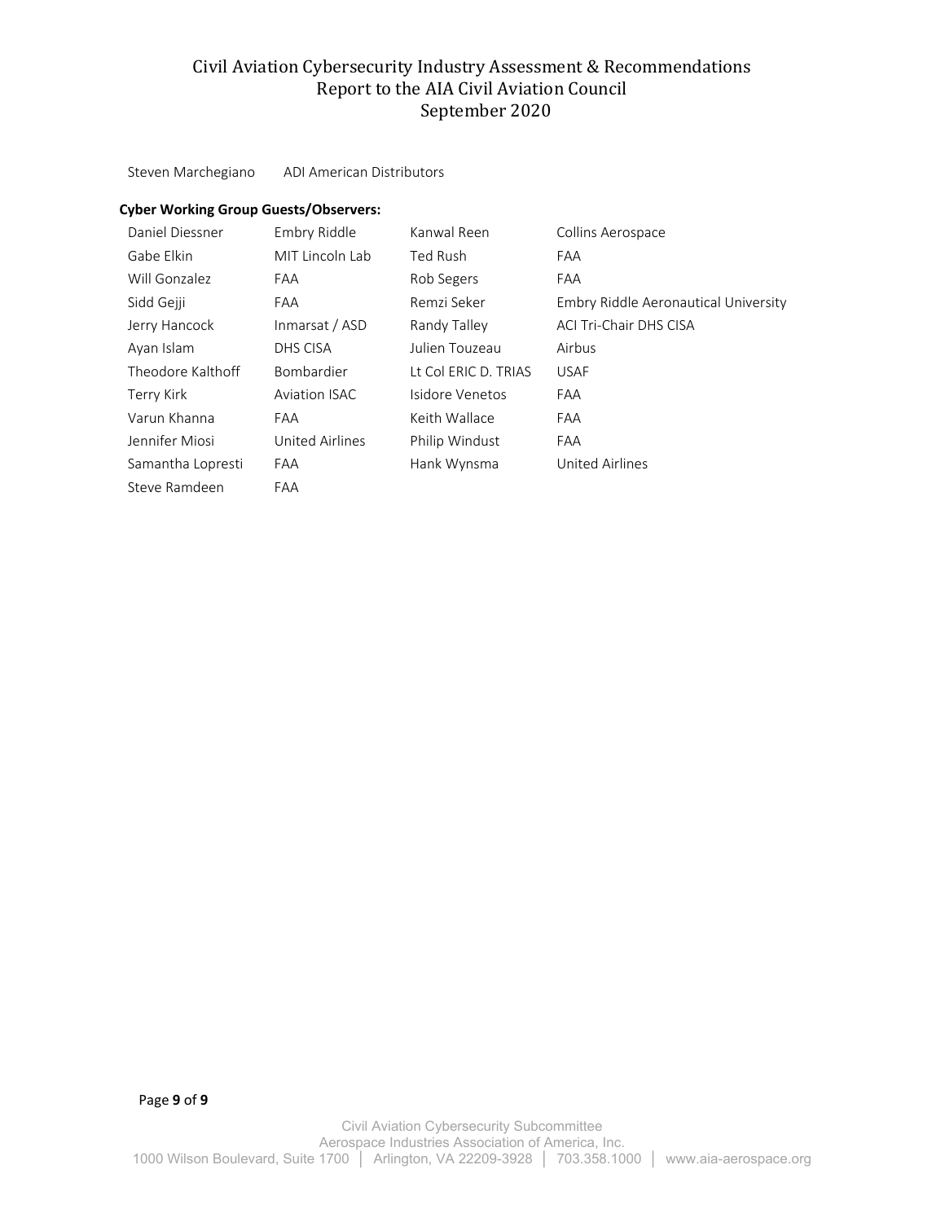Steven Marchegiano ADI American Distributors

**Cyber Working Group Guests/Observers:**

| | | | |
|---|---|---|---|
| Daniel Diessner | Embry Riddle | Kanwal Reen | Collins Aerospace |
| Gabe Elkin | MIT Lincoln Lab | Ted Rush | FAA |
| Will Gonzalez | FAA | Rob Segers | FAA |
| Sidd Gejji | FAA | Remzi Seker | Embry Riddle Aeronautical University |
| Jerry Hancock | Inmarsat / ASD | Randy Talley | ACI Tri-Chair DHS CISA |
| Ayan Islam | DHS CISA | Julien Touzeau | Airbus |
| Theodore Kalthoff | Bombardier | Lt Col ERIC D. TRIAS | USAF |
| Terry Kirk | Aviation ISAC | Isidore Venetos | FAA |
| Varun Khanna | FAA | Keith Wallace | FAA |
| Jennifer Miosi | United Airlines | Philip Windust | FAA |
| Samantha Lopresti | FAA | Hank Wynsma | United Airlines |
| Steve Ramdeen | FAA | | |